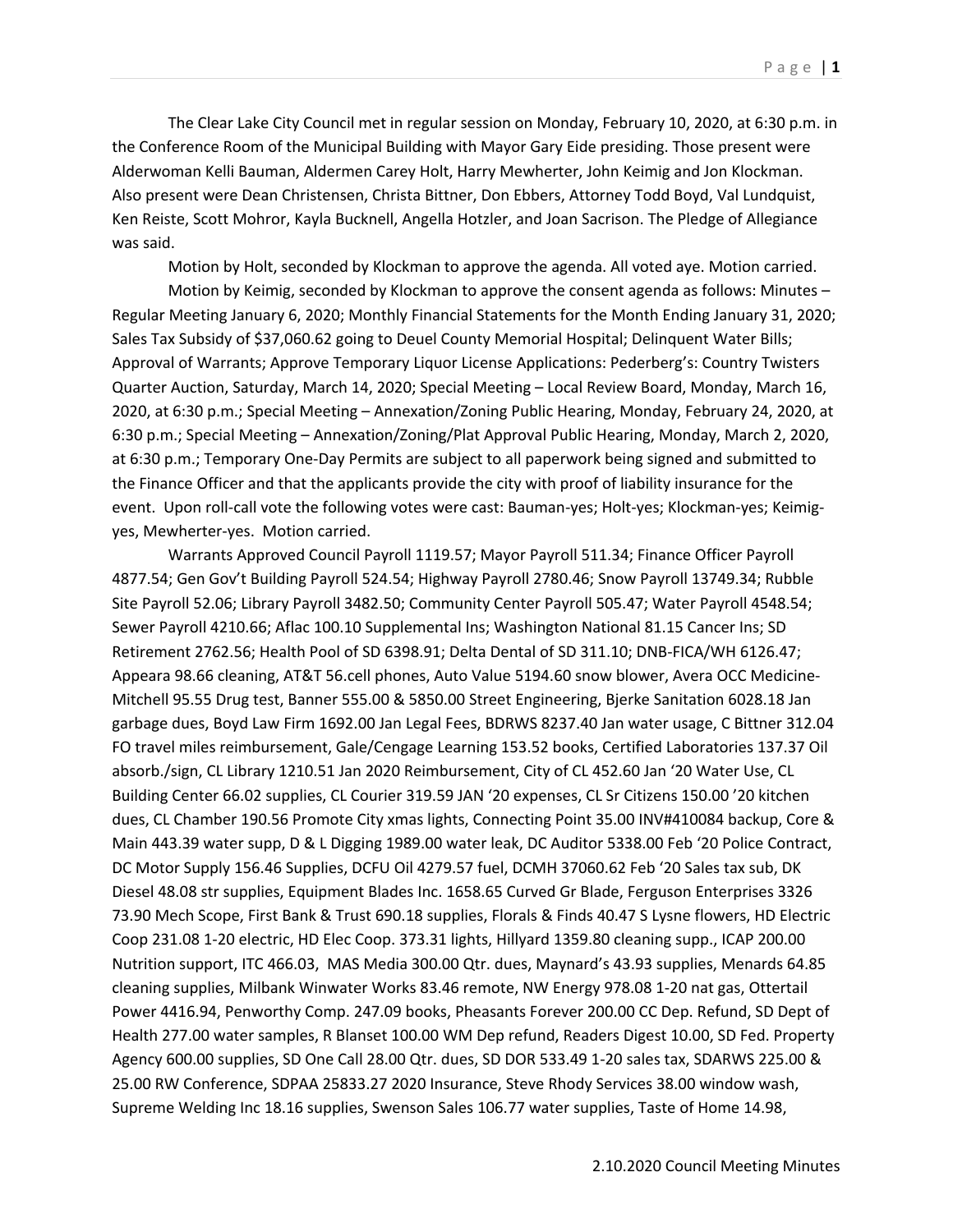The Clear Lake City Council met in regular session on Monday, February 10, 2020, at 6:30 p.m. in the Conference Room of the Municipal Building with Mayor Gary Eide presiding. Those present were Alderwoman Kelli Bauman, Aldermen Carey Holt, Harry Mewherter, John Keimig and Jon Klockman. Also present were Dean Christensen, Christa Bittner, Don Ebbers, Attorney Todd Boyd, Val Lundquist, Ken Reiste, Scott Mohror, Kayla Bucknell, Angella Hotzler, and Joan Sacrison. The Pledge of Allegiance was said.

Motion by Holt, seconded by Klockman to approve the agenda. All voted aye. Motion carried.

Motion by Keimig, seconded by Klockman to approve the consent agenda as follows: Minutes – Regular Meeting January 6, 2020; Monthly Financial Statements for the Month Ending January 31, 2020; Sales Tax Subsidy of $37,060.62 going to Deuel County Memorial Hospital; Delinquent Water Bills; Approval of Warrants; Approve Temporary Liquor License Applications: Pederberg's: Country Twisters Quarter Auction, Saturday, March 14, 2020; Special Meeting – Local Review Board, Monday, March 16, 2020, at 6:30 p.m.; Special Meeting – Annexation/Zoning Public Hearing, Monday, February 24, 2020, at 6:30 p.m.; Special Meeting – Annexation/Zoning/Plat Approval Public Hearing, Monday, March 2, 2020, at 6:30 p.m.; Temporary One-Day Permits are subject to all paperwork being signed and submitted to the Finance Officer and that the applicants provide the city with proof of liability insurance for the event. Upon roll-call vote the following votes were cast: Bauman-yes; Holt-yes; Klockman-yes; Keimig-yes, Mewherter-yes. Motion carried.

Warrants Approved Council Payroll 1119.57; Mayor Payroll 511.34; Finance Officer Payroll 4877.54; Gen Gov't Building Payroll 524.54; Highway Payroll 2780.46; Snow Payroll 13749.34; Rubble Site Payroll 52.06; Library Payroll 3482.50; Community Center Payroll 505.47; Water Payroll 4548.54; Sewer Payroll 4210.66; Aflac 100.10 Supplemental Ins; Washington National 81.15 Cancer Ins; SD Retirement 2762.56; Health Pool of SD 6398.91; Delta Dental of SD 311.10; DNB-FICA/WH 6126.47; Appeara 98.66 cleaning, AT&T 56.cell phones, Auto Value 5194.60 snow blower, Avera OCC Medicine-Mitchell 95.55 Drug test, Banner 555.00 & 5850.00 Street Engineering, Bjerke Sanitation 6028.18 Jan garbage dues, Boyd Law Firm 1692.00 Jan Legal Fees, BDRWS 8237.40 Jan water usage, C Bittner 312.04 FO travel miles reimbursement, Gale/Cengage Learning 153.52 books, Certified Laboratories 137.37 Oil absorb./sign, CL Library 1210.51 Jan 2020 Reimbursement, City of CL 452.60 Jan '20 Water Use, CL Building Center 66.02 supplies, CL Courier 319.59 JAN '20 expenses, CL Sr Citizens 150.00 '20 kitchen dues, CL Chamber 190.56 Promote City xmas lights, Connecting Point 35.00 INV#410084 backup, Core & Main 443.39 water supp, D & L Digging 1989.00 water leak, DC Auditor 5338.00 Feb '20 Police Contract, DC Motor Supply 156.46 Supplies, DCFU Oil 4279.57 fuel, DCMH 37060.62 Feb '20 Sales tax sub, DK Diesel 48.08 str supplies, Equipment Blades Inc. 1658.65 Curved Gr Blade, Ferguson Enterprises 3326 73.90 Mech Scope, First Bank & Trust 690.18 supplies, Florals & Finds 40.47 S Lysne flowers, HD Electric Coop 231.08 1-20 electric, HD Elec Coop. 373.31 lights, Hillyard 1359.80 cleaning supp., ICAP 200.00 Nutrition support, ITC 466.03, MAS Media 300.00 Qtr. dues, Maynard's 43.93 supplies, Menards 64.85 cleaning supplies, Milbank Winwater Works 83.46 remote, NW Energy 978.08 1-20 nat gas, Ottertail Power 4416.94, Penworthy Comp. 247.09 books, Pheasants Forever 200.00 CC Dep. Refund, SD Dept of Health 277.00 water samples, R Blanset 100.00 WM Dep refund, Readers Digest 10.00, SD Fed. Property Agency 600.00 supplies, SD One Call 28.00 Qtr. dues, SD DOR 533.49 1-20 sales tax, SDARWS 225.00 & 25.00 RW Conference, SDPAA 25833.27 2020 Insurance, Steve Rhody Services 38.00 window wash, Supreme Welding Inc 18.16 supplies, Swenson Sales 106.77 water supplies, Taste of Home 14.98,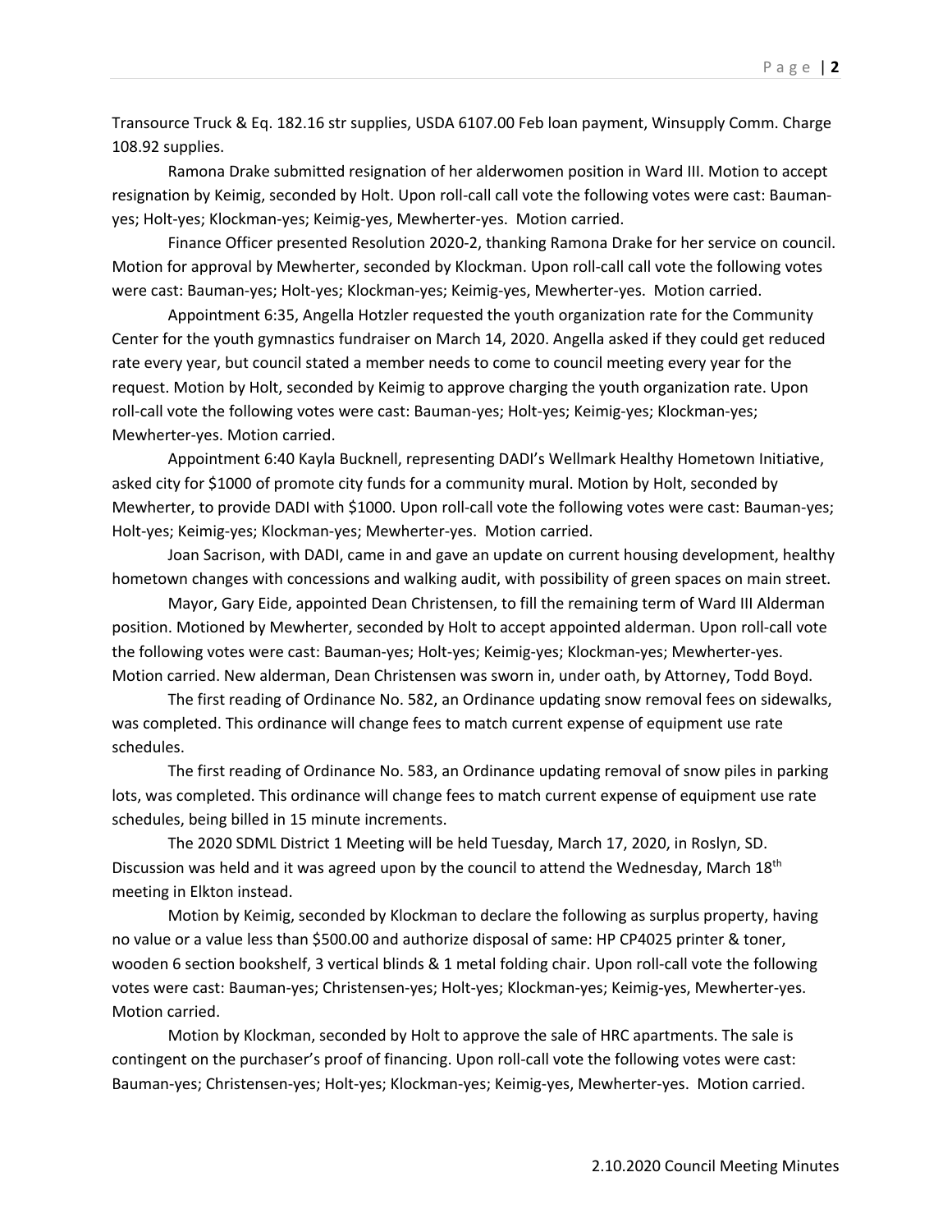Transource Truck & Eq. 182.16 str supplies, USDA 6107.00 Feb loan payment, Winsupply Comm. Charge 108.92 supplies.

Ramona Drake submitted resignation of her alderwomen position in Ward III. Motion to accept resignation by Keimig, seconded by Holt. Upon roll-call call vote the following votes were cast: Bauman-yes; Holt-yes; Klockman-yes; Keimig-yes, Mewherter-yes. Motion carried.

Finance Officer presented Resolution 2020-2, thanking Ramona Drake for her service on council. Motion for approval by Mewherter, seconded by Klockman. Upon roll-call call vote the following votes were cast: Bauman-yes; Holt-yes; Klockman-yes; Keimig-yes, Mewherter-yes. Motion carried.

Appointment 6:35, Angella Hotzler requested the youth organization rate for the Community Center for the youth gymnastics fundraiser on March 14, 2020. Angella asked if they could get reduced rate every year, but council stated a member needs to come to council meeting every year for the request. Motion by Holt, seconded by Keimig to approve charging the youth organization rate. Upon roll-call vote the following votes were cast: Bauman-yes; Holt-yes; Keimig-yes; Klockman-yes; Mewherter-yes. Motion carried.

Appointment 6:40 Kayla Bucknell, representing DADI's Wellmark Healthy Hometown Initiative, asked city for $1000 of promote city funds for a community mural. Motion by Holt, seconded by Mewherter, to provide DADI with $1000. Upon roll-call vote the following votes were cast: Bauman-yes; Holt-yes; Keimig-yes; Klockman-yes; Mewherter-yes. Motion carried.

Joan Sacrison, with DADI, came in and gave an update on current housing development, healthy hometown changes with concessions and walking audit, with possibility of green spaces on main street.

Mayor, Gary Eide, appointed Dean Christensen, to fill the remaining term of Ward III Alderman position. Motioned by Mewherter, seconded by Holt to accept appointed alderman. Upon roll-call vote the following votes were cast: Bauman-yes; Holt-yes; Keimig-yes; Klockman-yes; Mewherter-yes. Motion carried. New alderman, Dean Christensen was sworn in, under oath, by Attorney, Todd Boyd.

The first reading of Ordinance No. 582, an Ordinance updating snow removal fees on sidewalks, was completed. This ordinance will change fees to match current expense of equipment use rate schedules.

The first reading of Ordinance No. 583, an Ordinance updating removal of snow piles in parking lots, was completed. This ordinance will change fees to match current expense of equipment use rate schedules, being billed in 15 minute increments.

The 2020 SDML District 1 Meeting will be held Tuesday, March 17, 2020, in Roslyn, SD. Discussion was held and it was agreed upon by the council to attend the Wednesday, March 18th meeting in Elkton instead.

Motion by Keimig, seconded by Klockman to declare the following as surplus property, having no value or a value less than $500.00 and authorize disposal of same: HP CP4025 printer & toner, wooden 6 section bookshelf, 3 vertical blinds & 1 metal folding chair. Upon roll-call vote the following votes were cast: Bauman-yes; Christensen-yes; Holt-yes; Klockman-yes; Keimig-yes, Mewherter-yes. Motion carried.

Motion by Klockman, seconded by Holt to approve the sale of HRC apartments. The sale is contingent on the purchaser's proof of financing. Upon roll-call vote the following votes were cast: Bauman-yes; Christensen-yes; Holt-yes; Klockman-yes; Keimig-yes, Mewherter-yes. Motion carried.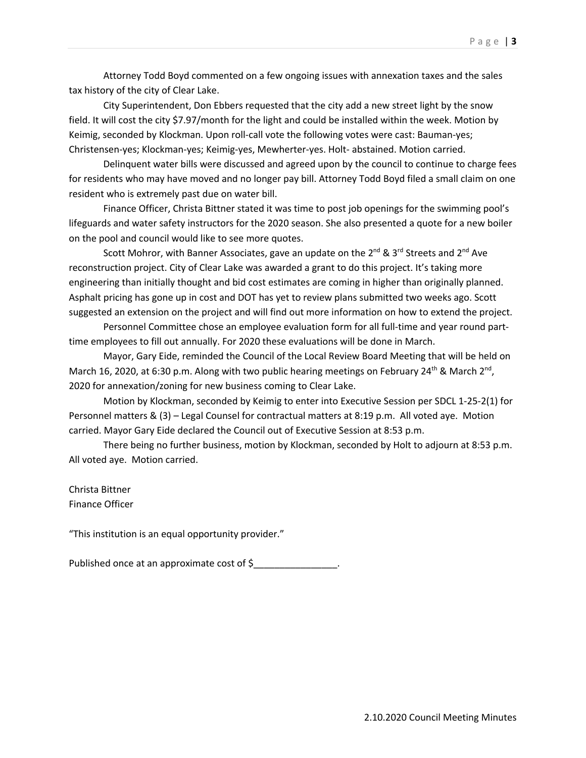Attorney Todd Boyd commented on a few ongoing issues with annexation taxes and the sales tax history of the city of Clear Lake.

City Superintendent, Don Ebbers requested that the city add a new street light by the snow field. It will cost the city $7.97/month for the light and could be installed within the week. Motion by Keimig, seconded by Klockman. Upon roll-call vote the following votes were cast: Bauman-yes; Christensen-yes; Klockman-yes; Keimig-yes, Mewherter-yes. Holt- abstained. Motion carried.

Delinquent water bills were discussed and agreed upon by the council to continue to charge fees for residents who may have moved and no longer pay bill. Attorney Todd Boyd filed a small claim on one resident who is extremely past due on water bill.

Finance Officer, Christa Bittner stated it was time to post job openings for the swimming pool's lifeguards and water safety instructors for the 2020 season. She also presented a quote for a new boiler on the pool and council would like to see more quotes.

Scott Mohror, with Banner Associates, gave an update on the 2nd & 3rd Streets and 2nd Ave reconstruction project. City of Clear Lake was awarded a grant to do this project. It's taking more engineering than initially thought and bid cost estimates are coming in higher than originally planned. Asphalt pricing has gone up in cost and DOT has yet to review plans submitted two weeks ago. Scott suggested an extension on the project and will find out more information on how to extend the project.

Personnel Committee chose an employee evaluation form for all full-time and year round part-time employees to fill out annually. For 2020 these evaluations will be done in March.

Mayor, Gary Eide, reminded the Council of the Local Review Board Meeting that will be held on March 16, 2020, at 6:30 p.m. Along with two public hearing meetings on February 24th & March 2nd, 2020 for annexation/zoning for new business coming to Clear Lake.

Motion by Klockman, seconded by Keimig to enter into Executive Session per SDCL 1-25-2(1) for Personnel matters & (3) – Legal Counsel for contractual matters at 8:19 p.m. All voted aye. Motion carried. Mayor Gary Eide declared the Council out of Executive Session at 8:53 p.m.

There being no further business, motion by Klockman, seconded by Holt to adjourn at 8:53 p.m. All voted aye. Motion carried.

Christa Bittner
Finance Officer

"This institution is an equal opportunity provider."

Published once at an approximate cost of $________________.

2.10.2020 Council Meeting Minutes